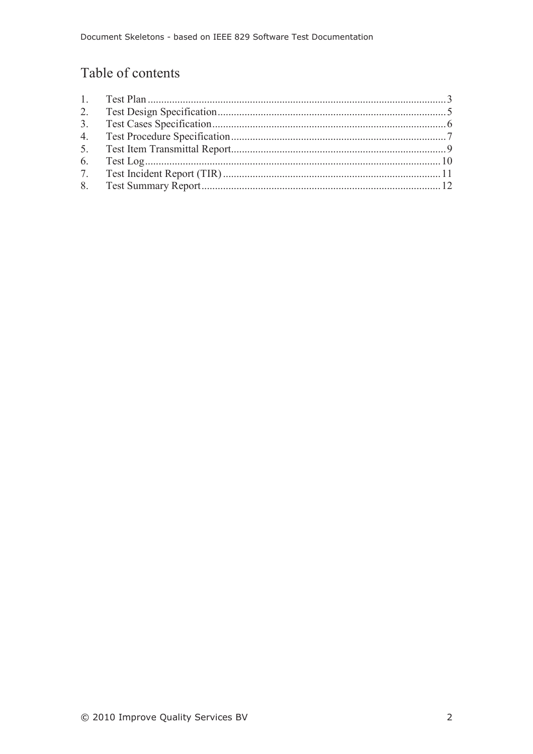# Table of contents

1. Test Plan .......... 3
2. Test Design Specification .......... 5
3. Test Cases Specification .......... 6
4. Test Procedure Specification .......... 7
5. Test Item Transmittal Report .......... 9
6. Test Log .......... 10
7. Test Incident Report (TIR) .......... 11
8. Test Summary Report .......... 12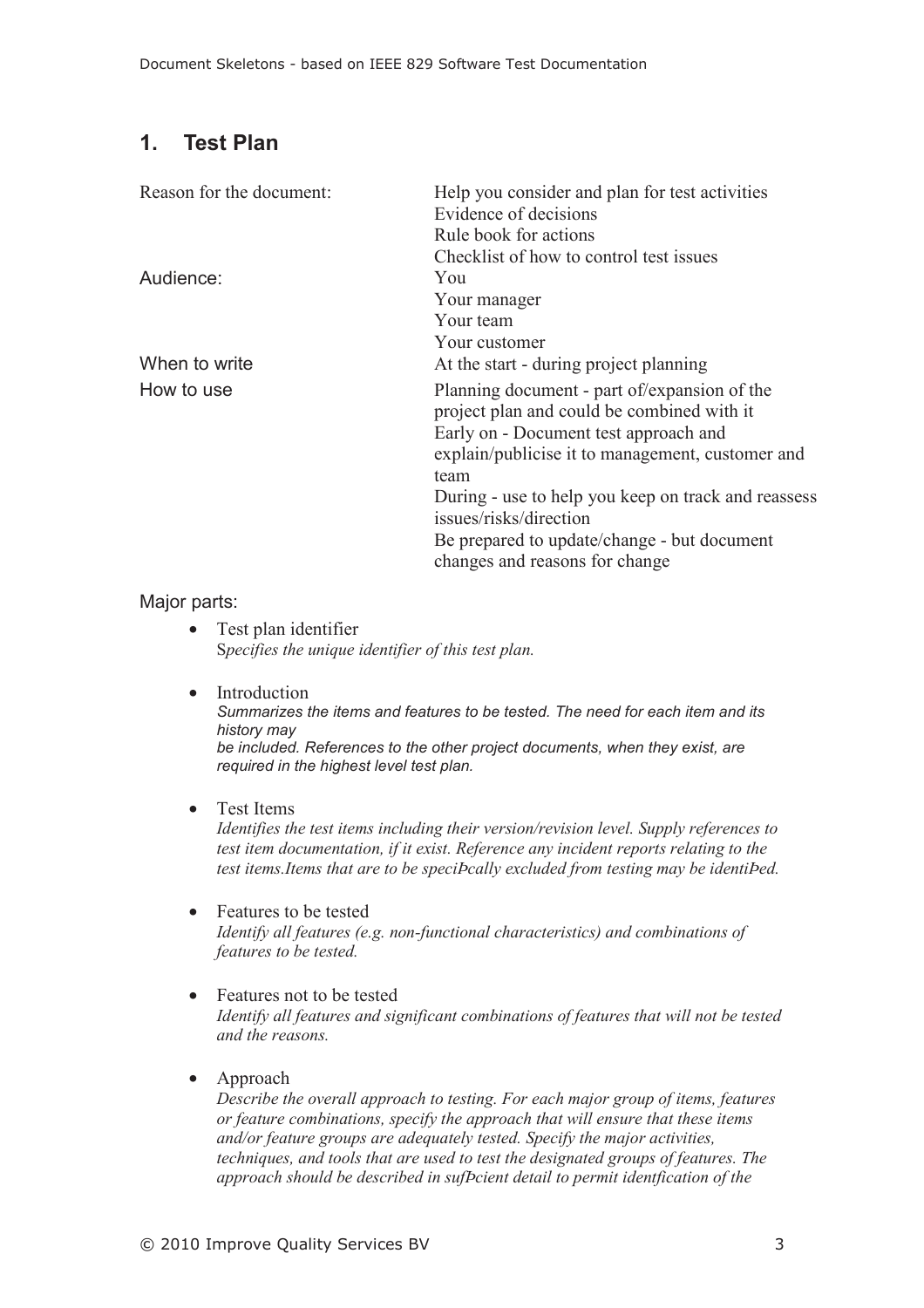## 1. Test Plan

| | |
|---|---|
| Reason for the document: | Help you consider and plan for test activities<br>Evidence of decisions<br>Rule book for actions<br>Checklist of how to control test issues |
| Audience: | You<br>Your manager<br>Your team<br>Your customer |
| When to write | At the start - during project planning |
| How to use | Planning document - part of/expansion of the project plan and could be combined with it<br>Early on - Document test approach and explain/publicise it to management, customer and team<br>During - use to help you keep on track and reassess issues/risks/direction<br>Be prepared to update/change - but document changes and reasons for change |

Major parts:

- Test plan identifier
  S*pecifies the unique identifier of this test plan.*

- Introduction
  *Summarizes the items and features to be tested. The need for each item and its history may*
  *be included. References to the other project documents, when they exist, are required in the highest level test plan.*

- Test Items
  *Identifies the test items including their version/revision level. Supply references to test item documentation, if it exist. Reference any incident reports relating to the test items.Items that are to be speciÞcally excluded from testing may be identiÞed.*

- Features to be tested
  *Identify all features (e.g. non-functional characteristics) and combinations of features to be tested.*

- Features not to be tested
  *Identify all features and significant combinations of features that will not be tested and the reasons.*

- Approach
  *Describe the overall approach to testing. For each major group of items, features or feature combinations, specify the approach that will ensure that these items and/or feature groups are adequately tested. Specify the major activities, techniques, and tools that are used to test the designated groups of features. The approach should be described in sufÞcient detail to permit identfication of the*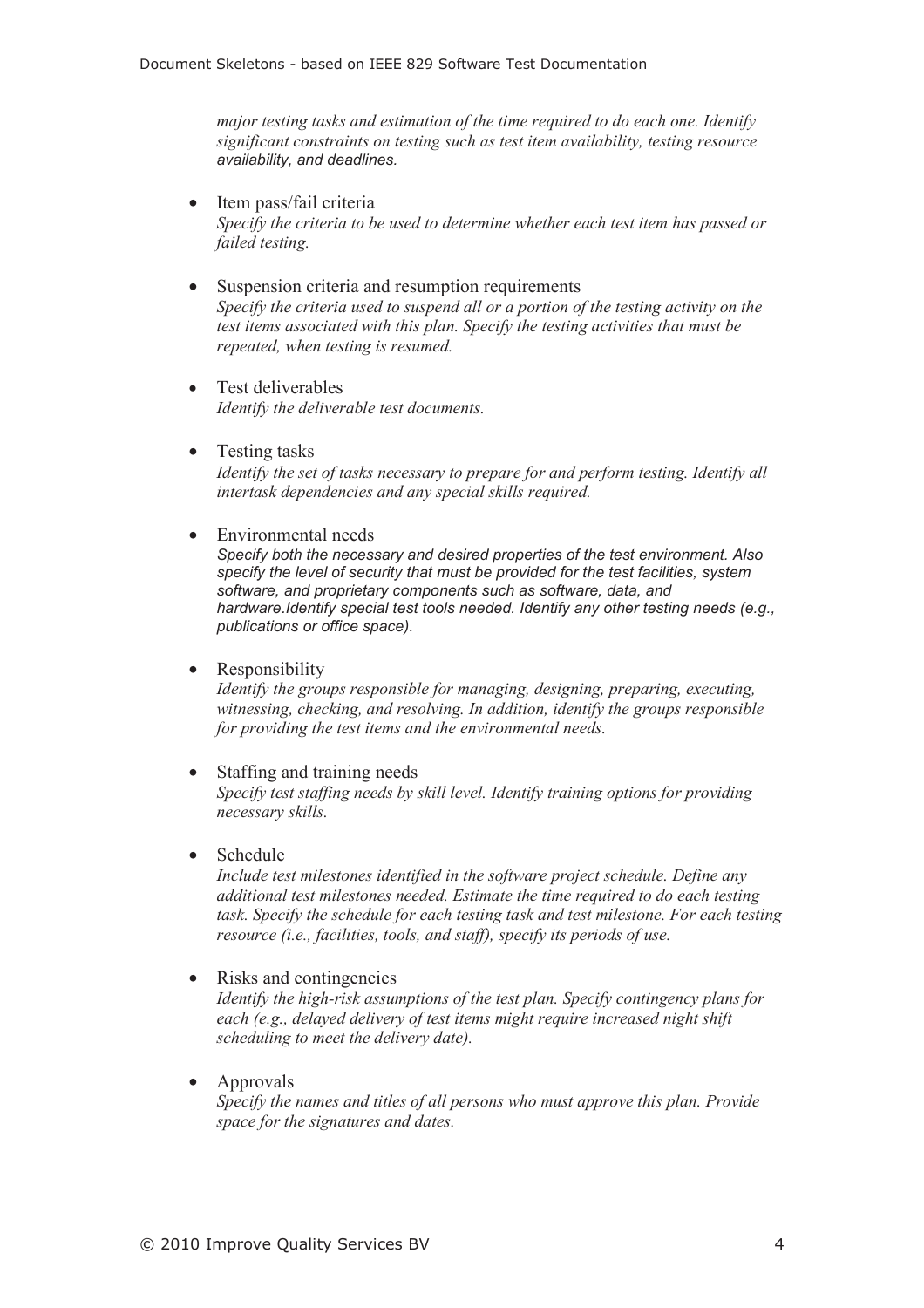*major testing tasks and estimation of the time required to do each one. Identify significant constraints on testing such as test item availability, testing resource availability, and deadlines.*

- Item pass/fail criteria
  *Specify the criteria to be used to determine whether each test item has passed or failed testing.*

- Suspension criteria and resumption requirements
  *Specify the criteria used to suspend all or a portion of the testing activity on the test items associated with this plan. Specify the testing activities that must be repeated, when testing is resumed.*

- Test deliverables
  *Identify the deliverable test documents.*

- Testing tasks
  *Identify the set of tasks necessary to prepare for and perform testing. Identify all intertask dependencies and any special skills required.*

- Environmental needs
  *Specify both the necessary and desired properties of the test environment. Also specify the level of security that must be provided for the test facilities, system software, and proprietary components such as software, data, and hardware.Identify special test tools needed. Identify any other testing needs (e.g., publications or office space).*

- Responsibility
  *Identify the groups responsible for managing, designing, preparing, executing, witnessing, checking, and resolving. In addition, identify the groups responsible for providing the test items and the environmental needs.*

- Staffing and training needs
  *Specify test staffing needs by skill level. Identify training options for providing necessary skills.*

- Schedule
  *Include test milestones identified in the software project schedule. Define any additional test milestones needed. Estimate the time required to do each testing task. Specify the schedule for each testing task and test milestone. For each testing resource (i.e., facilities, tools, and staff), specify its periods of use.*

- Risks and contingencies
  *Identify the high-risk assumptions of the test plan. Specify contingency plans for each (e.g., delayed delivery of test items might require increased night shift scheduling to meet the delivery date).*

- Approvals
  *Specify the names and titles of all persons who must approve this plan. Provide space for the signatures and dates.*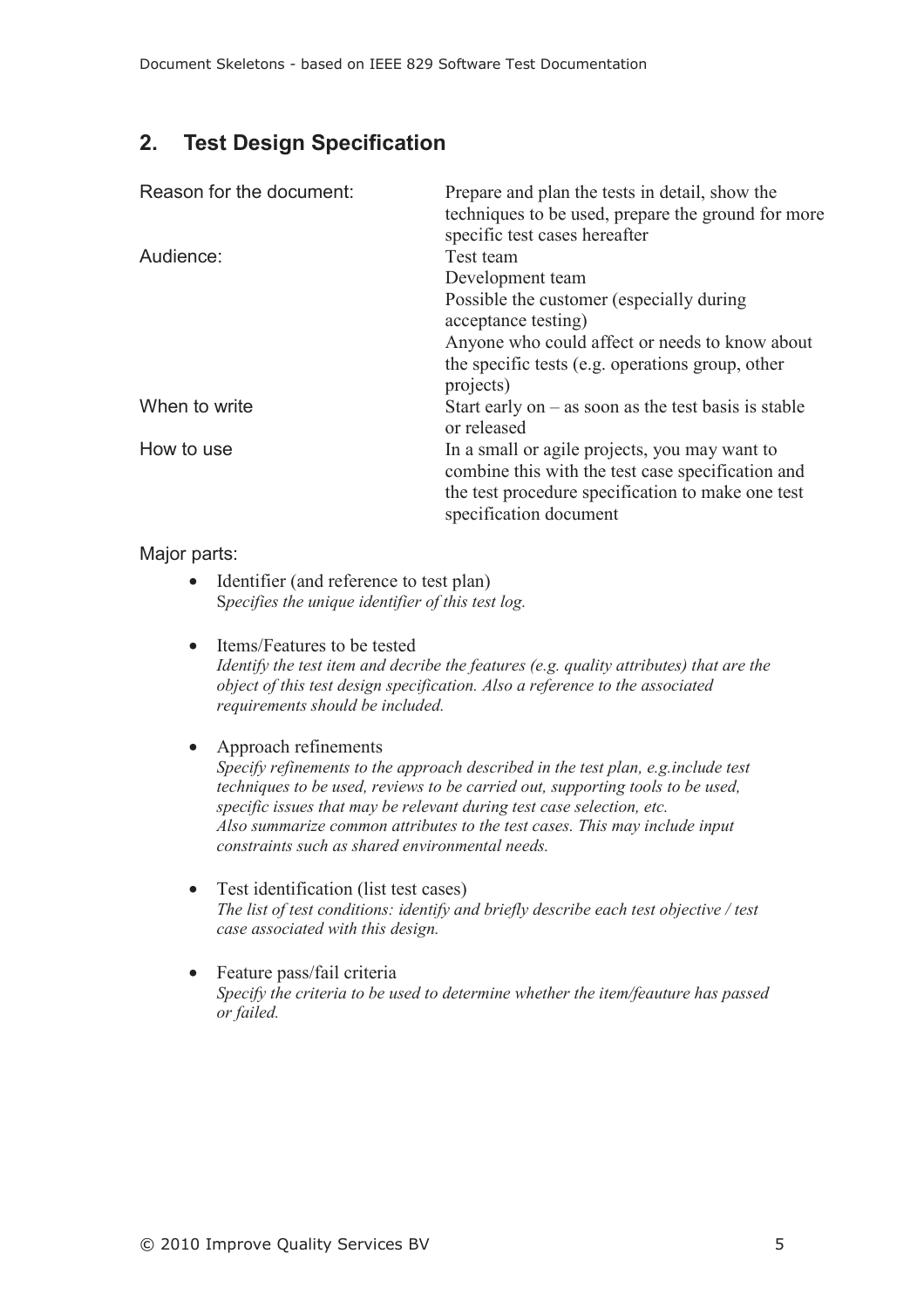## 2. Test Design Specification

| | |
|---|---|
| Reason for the document: | Prepare and plan the tests in detail, show the techniques to be used, prepare the ground for more specific test cases hereafter |
| Audience: | Test team<br>Development team<br>Possible the customer (especially during acceptance testing)<br>Anyone who could affect or needs to know about the specific tests (e.g. operations group, other projects) |
| When to write | Start early on – as soon as the test basis is stable or released |
| How to use | In a small or agile projects, you may want to combine this with the test case specification and the test procedure specification to make one test specification document |

Major parts:

- Identifier (and reference to test plan)
  *Specifies the unique identifier of this test log.*

- Items/Features to be tested
  *Identify the test item and decribe the features (e.g. quality attributes) that are the object of this test design specification. Also a reference to the associated requirements should be included.*

- Approach refinements
  *Specify refinements to the approach described in the test plan, e.g.include test techniques to be used, reviews to be carried out, supporting tools to be used, specific issues that may be relevant during test case selection, etc.*
  *Also summarize common attributes to the test cases. This may include input constraints such as shared environmental needs.*

- Test identification (list test cases)
  *The list of test conditions: identify and briefly describe each test objective / test case associated with this design.*

- Feature pass/fail criteria
  *Specify the criteria to be used to determine whether the item/feauture has passed or failed.*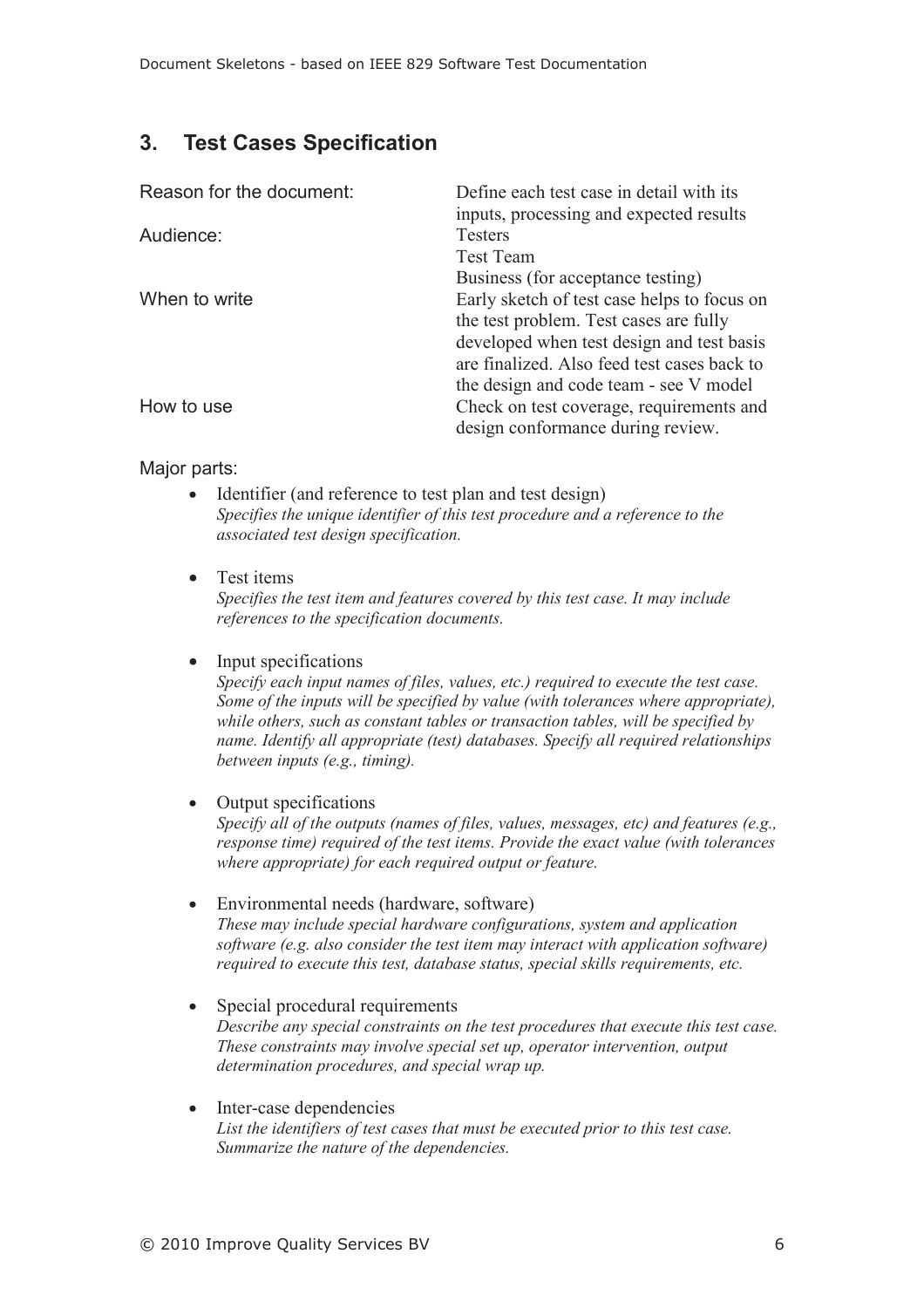## 3. Test Cases Specification

| | |
|---|---|
| Reason for the document: | Define each test case in detail with its inputs, processing and expected results |
| Audience: | Testers<br>Test Team<br>Business (for acceptance testing) |
| When to write | Early sketch of test case helps to focus on the test problem. Test cases are fully developed when test design and test basis are finalized. Also feed test cases back to the design and code team - see V model |
| How to use | Check on test coverage, requirements and design conformance during review. |

Major parts:

- Identifier (and reference to test plan and test design)
  *Specifies the unique identifier of this test procedure and a reference to the associated test design specification.*

- Test items
  *Specifies the test item and features covered by this test case. It may include references to the specification documents.*

- Input specifications
  *Specify each input names of files, values, etc.) required to execute the test case. Some of the inputs will be specified by value (with tolerances where appropriate), while others, such as constant tables or transaction tables, will be specified by name. Identify all appropriate (test) databases. Specify all required relationships between inputs (e.g., timing).*

- Output specifications
  *Specify all of the outputs (names of files, values, messages, etc) and features (e.g., response time) required of the test items. Provide the exact value (with tolerances where appropriate) for each required output or feature.*

- Environmental needs (hardware, software)
  *These may include special hardware configurations, system and application software (e.g. also consider the test item may interact with application software) required to execute this test, database status, special skills requirements, etc.*

- Special procedural requirements
  *Describe any special constraints on the test procedures that execute this test case. These constraints may involve special set up, operator intervention, output determination procedures, and special wrap up.*

- Inter-case dependencies
  *List the identifiers of test cases that must be executed prior to this test case. Summarize the nature of the dependencies.*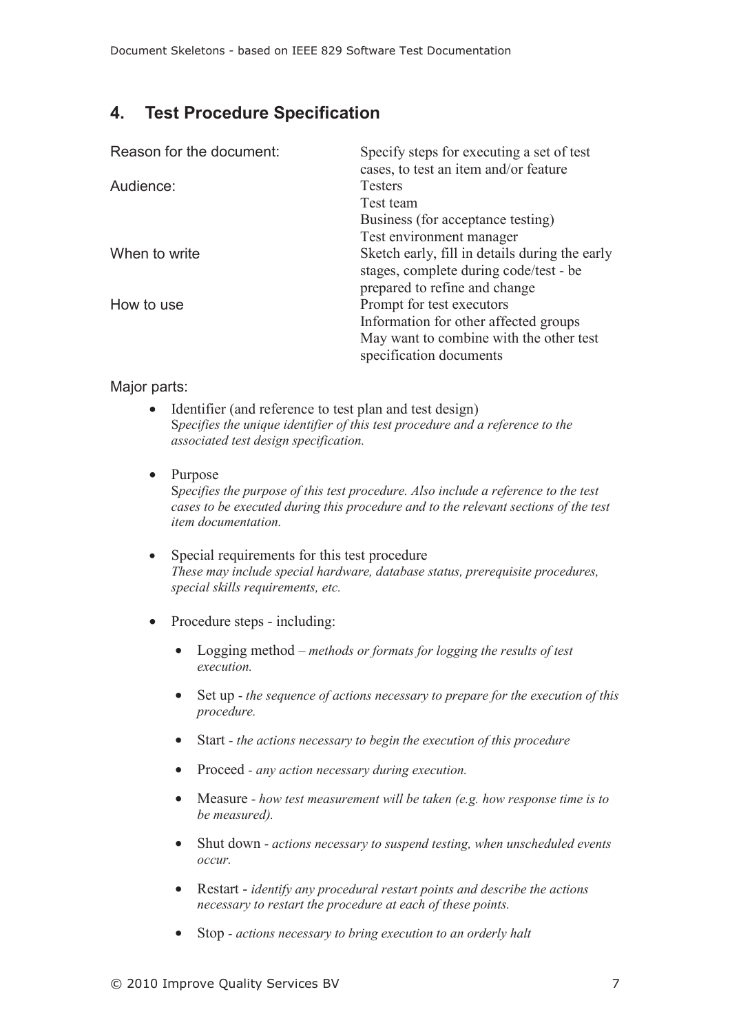## 4. Test Procedure Specification

| | |
|---|---|
| Reason for the document: | Specify steps for executing a set of test cases, to test an item and/or feature |
| Audience: | Testers<br>Test team<br>Business (for acceptance testing)<br>Test environment manager |
| When to write | Sketch early, fill in details during the early stages, complete during code/test - be prepared to refine and change |
| How to use | Prompt for test executors<br>Information for other affected groups<br>May want to combine with the other test specification documents |

Major parts:

- Identifier (and reference to test plan and test design)
  *Specifies the unique identifier of this test procedure and a reference to the associated test design specification.*

- Purpose
  *Specifies the purpose of this test procedure. Also include a reference to the test cases to be executed during this procedure and to the relevant sections of the test item documentation.*

- Special requirements for this test procedure
  *These may include special hardware, database status, prerequisite procedures, special skills requirements, etc.*

- Procedure steps - including:

  - Logging method – *methods or formats for logging the results of test execution.*

  - Set up - *the sequence of actions necessary to prepare for the execution of this procedure.*

  - Start - *the actions necessary to begin the execution of this procedure*

  - Proceed - *any action necessary during execution.*

  - Measure - *how test measurement will be taken (e.g. how response time is to be measured).*

  - Shut down - *actions necessary to suspend testing, when unscheduled events occur.*

  - Restart - *identify any procedural restart points and describe the actions necessary to restart the procedure at each of these points.*

  - Stop - *actions necessary to bring execution to an orderly halt*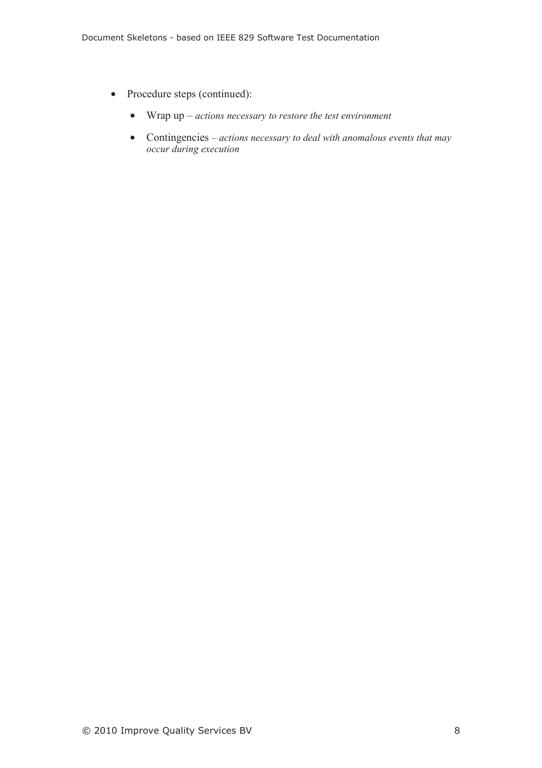- Procedure steps (continued):
  - Wrap up – *actions necessary to restore the test environment*
  - Contingencies – *actions necessary to deal with anomalous events that may occur during execution*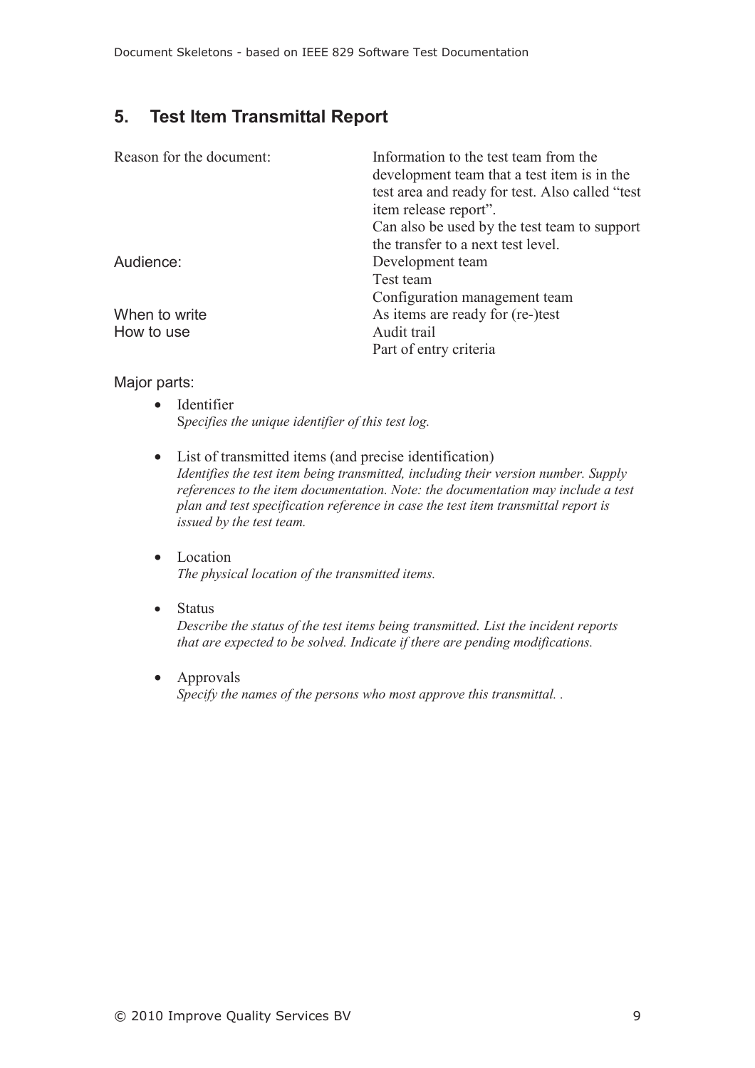## 5. Test Item Transmittal Report

| | |
|---|---|
| Reason for the document: | Information to the test team from the development team that a test item is in the test area and ready for test. Also called "test item release report".<br>Can also be used by the test team to support the transfer to a next test level. |
| Audience: | Development team<br>Test team<br>Configuration management team |
| When to write | As items are ready for (re-)test |
| How to use | Audit trail<br>Part of entry criteria |

Major parts:

- Identifier
  *Specifies the unique identifier of this test log.*

- List of transmitted items (and precise identification)
  *Identifies the test item being transmitted, including their version number. Supply references to the item documentation. Note: the documentation may include a test plan and test specification reference in case the test item transmittal report is issued by the test team.*

- Location
  *The physical location of the transmitted items.*

- Status
  *Describe the status of the test items being transmitted. List the incident reports that are expected to be solved. Indicate if there are pending modifications.*

- Approvals
  *Specify the names of the persons who most approve this transmittal. .*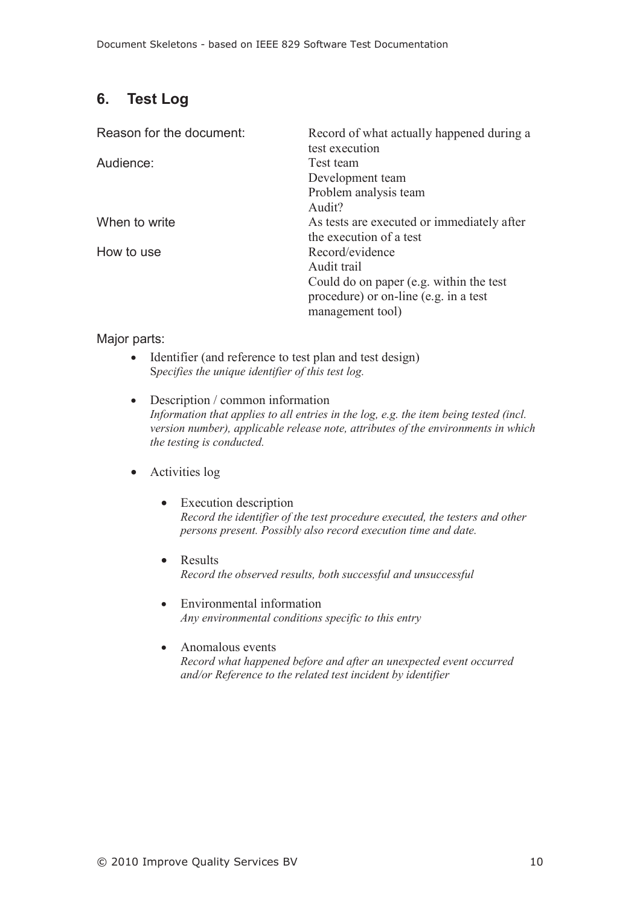## 6. Test Log

| | |
|---|---|
| Reason for the document: | Record of what actually happened during a test execution |
| Audience: | Test team<br>Development team<br>Problem analysis team<br>Audit? |
| When to write | As tests are executed or immediately after the execution of a test |
| How to use | Record/evidence<br>Audit trail<br>Could do on paper (e.g. within the test procedure) or on-line (e.g. in a test management tool) |

Major parts:

- Identifier (and reference to test plan and test design)
  *Specifies the unique identifier of this test log.*

- Description / common information
  *Information that applies to all entries in the log, e.g. the item being tested (incl. version number), applicable release note, attributes of the environments in which the testing is conducted.*

- Activities log

  - Execution description
    *Record the identifier of the test procedure executed, the testers and other persons present. Possibly also record execution time and date.*

  - Results
    *Record the observed results, both successful and unsuccessful*

  - Environmental information
    *Any environmental conditions specific to this entry*

  - Anomalous events
    *Record what happened before and after an unexpected event occurred and/or Reference to the related test incident by identifier*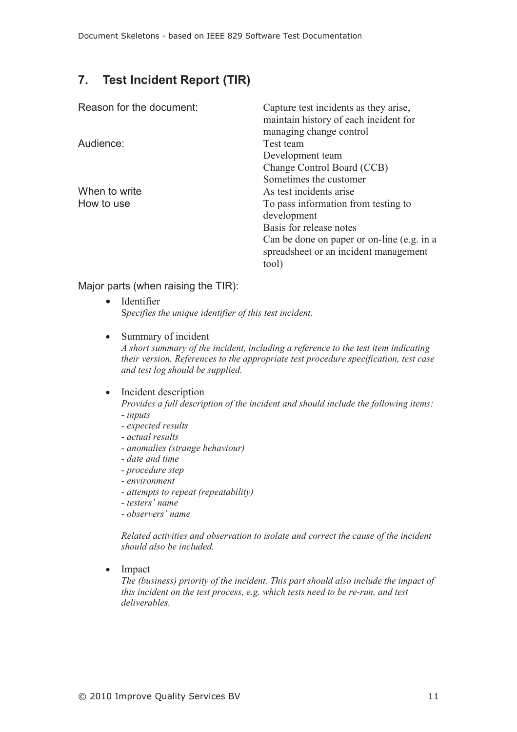## 7. Test Incident Report (TIR)

| | |
|---|---|
| Reason for the document: | Capture test incidents as they arise, maintain history of each incident for managing change control |
| Audience: | Test team<br>Development team<br>Change Control Board (CCB)<br>Sometimes the customer |
| When to write | As test incidents arise |
| How to use | To pass information from testing to development<br>Basis for release notes<br>Can be done on paper or on-line (e.g. in a spreadsheet or an incident management tool) |

Major parts (when raising the TIR):

- Identifier
  *Specifies the unique identifier of this test incident.*

- Summary of incident
  *A short summary of the incident, including a reference to the test item indicating their version. References to the appropriate test procedure specification, test case and test log should be supplied.*

- Incident description
  *Provides a full description of the incident and should include the following items:*
  *- inputs*
  *- expected results*
  *- actual results*
  *- anomalies (strange behaviour)*
  *- date and time*
  *- procedure step*
  *- environment*
  *- attempts to repeat (repeatability)*
  *- testers' name*
  *- observers' name*

  *Related activities and observation to isolate and correct the cause of the incident should also be included.*

- Impact
  *The (business) priority of the incident. This part should also include the impact of this incident on the test process, e.g. which tests need to be re-run, and test deliverables.*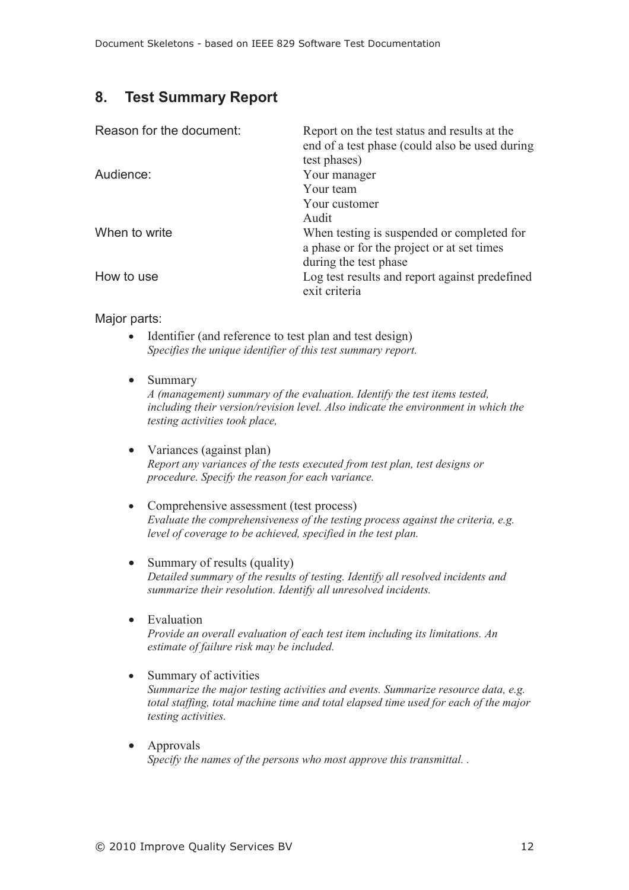## 8. Test Summary Report

| | |
|---|---|
| Reason for the document: | Report on the test status and results at the end of a test phase (could also be used during test phases) |
| Audience: | Your manager<br>Your team<br>Your customer<br>Audit |
| When to write | When testing is suspended or completed for a phase or for the project or at set times during the test phase |
| How to use | Log test results and report against predefined exit criteria |

Major parts:

- Identifier (and reference to test plan and test design)
  *Specifies the unique identifier of this test summary report.*

- Summary
  *A (management) summary of the evaluation. Identify the test items tested, including their version/revision level. Also indicate the environment in which the testing activities took place,*

- Variances (against plan)
  *Report any variances of the tests executed from test plan, test designs or procedure. Specify the reason for each variance.*

- Comprehensive assessment (test process)
  *Evaluate the comprehensiveness of the testing process against the criteria, e.g. level of coverage to be achieved, specified in the test plan.*

- Summary of results (quality)
  *Detailed summary of the results of testing. Identify all resolved incidents and summarize their resolution. Identify all unresolved incidents.*

- Evaluation
  *Provide an overall evaluation of each test item including its limitations. An estimate of failure risk may be included.*

- Summary of activities
  *Summarize the major testing activities and events. Summarize resource data, e.g. total staffing, total machine time and total elapsed time used for each of the major testing activities.*

- Approvals
  *Specify the names of the persons who most approve this transmittal. .*